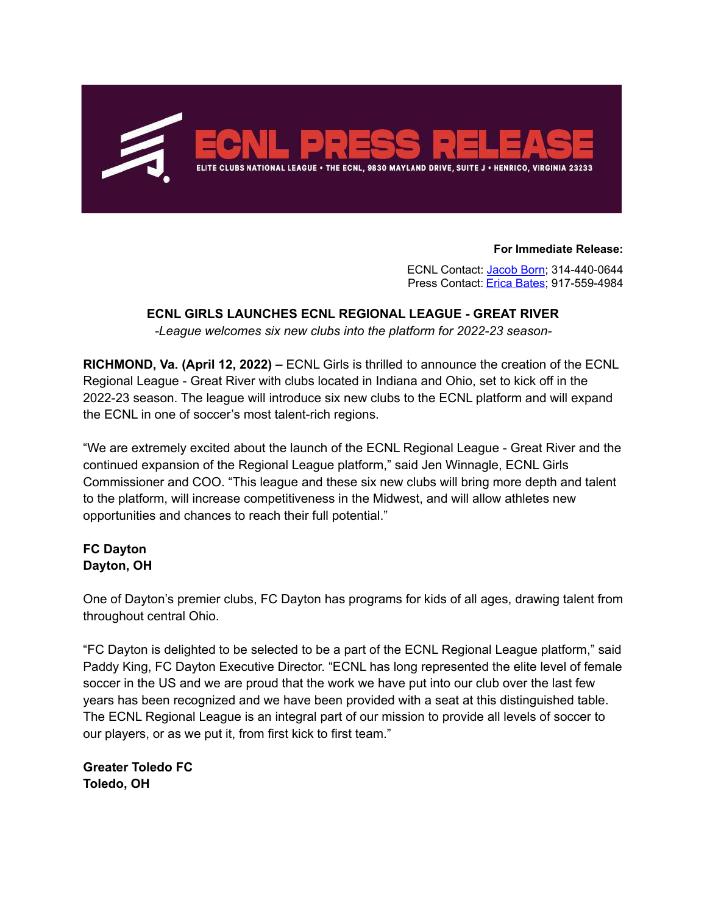# ECNL PRESS RELEASE

ELITE CLUBS NATIONAL LEAGUE • THE ECNL, 9830 MAYLAND DRIVE, SUITE J • HENRICO, VIRGINIA 23233

**For Immediate Release:**

ECNL Contact: [Jacob Born](); 314-440-0644
Press Contact: [Erica Bates](); 917-559-4984

## ECNL GIRLS LAUNCHES ECNL REGIONAL LEAGUE - GREAT RIVER

*-League welcomes six new clubs into the platform for 2022-23 season-*

**RICHMOND, Va. (April 12, 2022) –** ECNL Girls is thrilled to announce the creation of the ECNL Regional League - Great River with clubs located in Indiana and Ohio, set to kick off in the 2022-23 season. The league will introduce six new clubs to the ECNL platform and will expand the ECNL in one of soccer's most talent-rich regions.

"We are extremely excited about the launch of the ECNL Regional League - Great River and the continued expansion of the Regional League platform," said Jen Winnagle, ECNL Girls Commissioner and COO. "This league and these six new clubs will bring more depth and talent to the platform, will increase competitiveness in the Midwest, and will allow athletes new opportunities and chances to reach their full potential."

**FC Dayton**
**Dayton, OH**

One of Dayton's premier clubs, FC Dayton has programs for kids of all ages, drawing talent from throughout central Ohio.

"FC Dayton is delighted to be selected to be a part of the ECNL Regional League platform," said Paddy King, FC Dayton Executive Director. "ECNL has long represented the elite level of female soccer in the US and we are proud that the work we have put into our club over the last few years has been recognized and we have been provided with a seat at this distinguished table. The ECNL Regional League is an integral part of our mission to provide all levels of soccer to our players, or as we put it, from first kick to first team."

**Greater Toledo FC**
**Toledo, OH**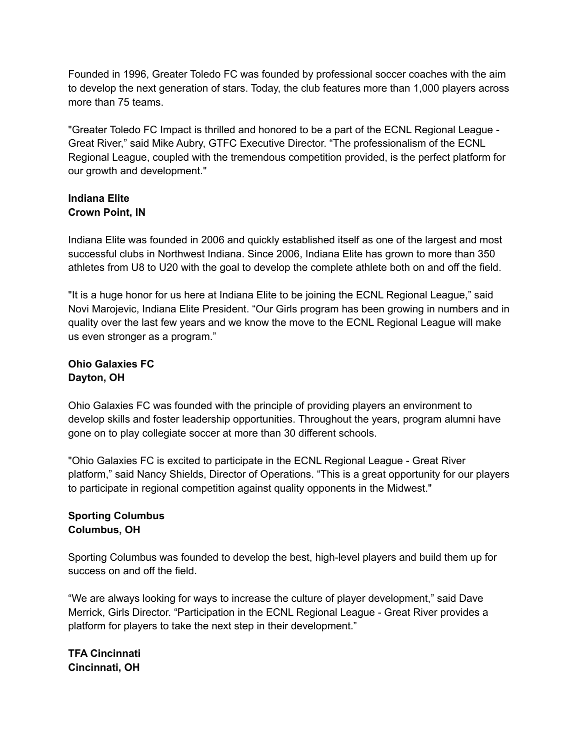Founded in 1996, Greater Toledo FC was founded by professional soccer coaches with the aim to develop the next generation of stars. Today, the club features more than 1,000 players across more than 75 teams.

"Greater Toledo FC Impact is thrilled and honored to be a part of the ECNL Regional League - Great River," said Mike Aubry, GTFC Executive Director. "The professionalism of the ECNL Regional League, coupled with the tremendous competition provided, is the perfect platform for our growth and development."

**Indiana Elite**
**Crown Point, IN**

Indiana Elite was founded in 2006 and quickly established itself as one of the largest and most successful clubs in Northwest Indiana. Since 2006, Indiana Elite has grown to more than 350 athletes from U8 to U20 with the goal to develop the complete athlete both on and off the field.

"It is a huge honor for us here at Indiana Elite to be joining the ECNL Regional League," said Novi Marojevic, Indiana Elite President. "Our Girls program has been growing in numbers and in quality over the last few years and we know the move to the ECNL Regional League will make us even stronger as a program."

**Ohio Galaxies FC**
**Dayton, OH**

Ohio Galaxies FC was founded with the principle of providing players an environment to develop skills and foster leadership opportunities. Throughout the years, program alumni have gone on to play collegiate soccer at more than 30 different schools.

"Ohio Galaxies FC is excited to participate in the ECNL Regional League - Great River platform," said Nancy Shields, Director of Operations. "This is a great opportunity for our players to participate in regional competition against quality opponents in the Midwest."

**Sporting Columbus**
**Columbus, OH**

Sporting Columbus was founded to develop the best, high-level players and build them up for success on and off the field.

"We are always looking for ways to increase the culture of player development," said Dave Merrick, Girls Director. "Participation in the ECNL Regional League - Great River provides a platform for players to take the next step in their development."

**TFA Cincinnati**
**Cincinnati, OH**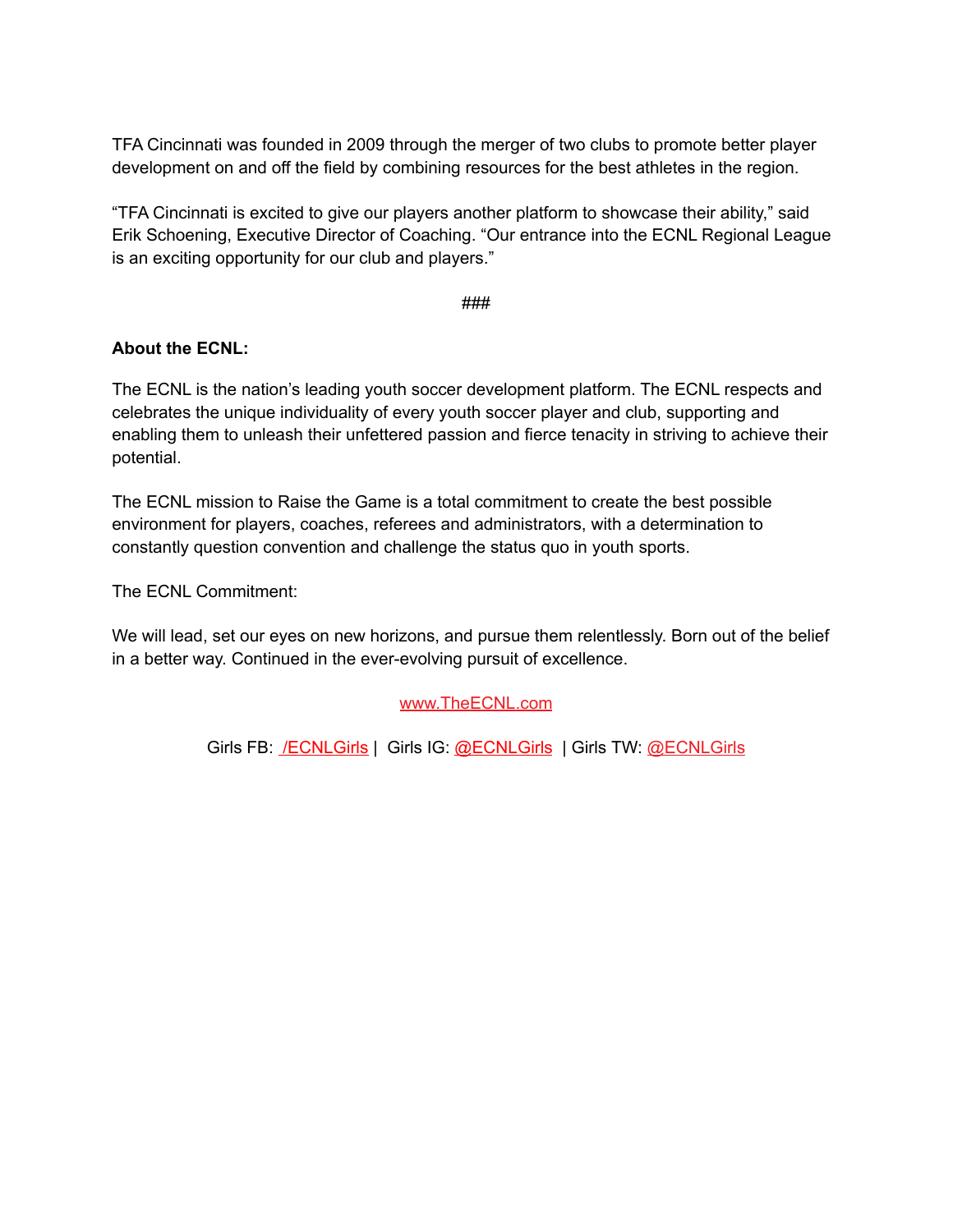TFA Cincinnati was founded in 2009 through the merger of two clubs to promote better player development on and off the field by combining resources for the best athletes in the region.

“TFA Cincinnati is excited to give our players another platform to showcase their ability,” said Erik Schoening, Executive Director of Coaching. “Our entrance into the ECNL Regional League is an exciting opportunity for our club and players.”

###

**About the ECNL:**

The ECNL is the nation’s leading youth soccer development platform. The ECNL respects and celebrates the unique individuality of every youth soccer player and club, supporting and enabling them to unleash their unfettered passion and fierce tenacity in striving to achieve their potential.

The ECNL mission to Raise the Game is a total commitment to create the best possible environment for players, coaches, referees and administrators, with a determination to constantly question convention and challenge the status quo in youth sports.

The ECNL Commitment:

We will lead, set our eyes on new horizons, and pursue them relentlessly. Born out of the belief in a better way. Continued in the ever-evolving pursuit of excellence.

www.TheECNL.com

Girls FB: /ECNLGirls | Girls IG: @ECNLGirls | Girls TW: @ECNLGirls